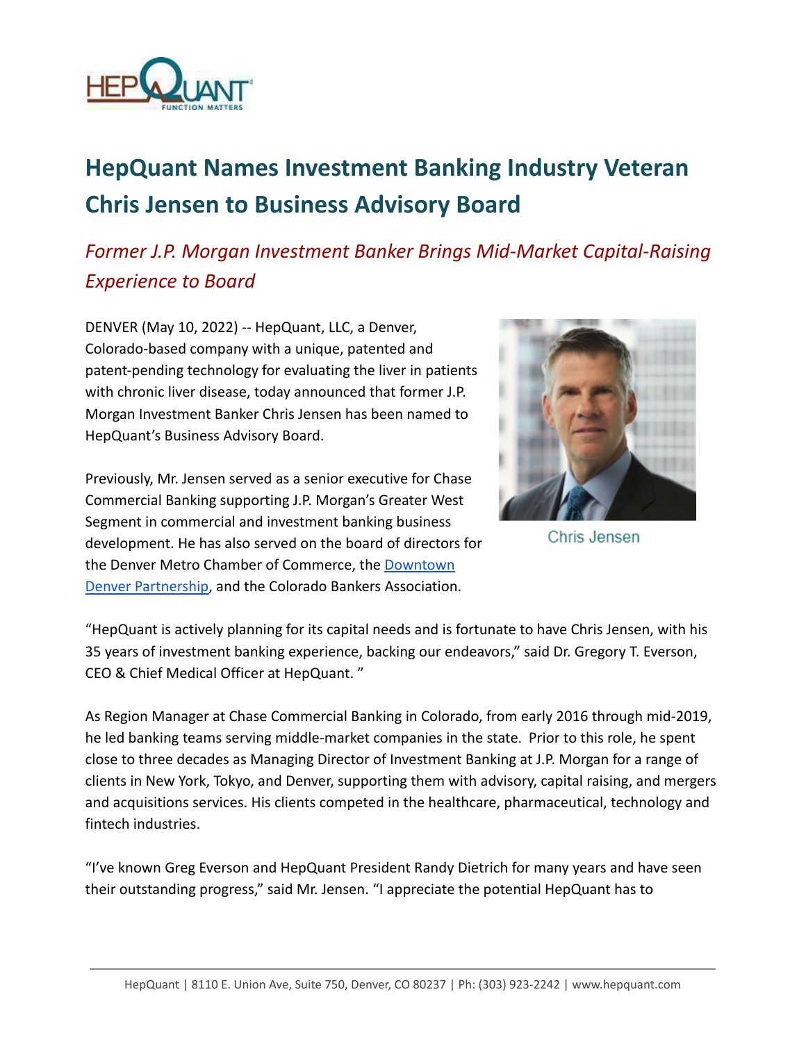# HepQuant Names Investment Banking Industry Veteran Chris Jensen to Business Advisory Board

## *Former J.P. Morgan Investment Banker Brings Mid-Market Capital-Raising Experience to Board*

DENVER (May 10, 2022) -- HepQuant, LLC, a Denver, Colorado-based company with a unique, patented and patent-pending technology for evaluating the liver in patients with chronic liver disease, today announced that former J.P. Morgan Investment Banker Chris Jensen has been named to HepQuant's Business Advisory Board.

Chris Jensen

Previously, Mr. Jensen served as a senior executive for Chase Commercial Banking supporting J.P. Morgan's Greater West Segment in commercial and investment banking business development. He has also served on the board of directors for the Denver Metro Chamber of Commerce, the Downtown Denver Partnership, and the Colorado Bankers Association.

"HepQuant is actively planning for its capital needs and is fortunate to have Chris Jensen, with his 35 years of investment banking experience, backing our endeavors," said Dr. Gregory T. Everson, CEO & Chief Medical Officer at HepQuant. "

As Region Manager at Chase Commercial Banking in Colorado, from early 2016 through mid-2019, he led banking teams serving middle-market companies in the state. Prior to this role, he spent close to three decades as Managing Director of Investment Banking at J.P. Morgan for a range of clients in New York, Tokyo, and Denver, supporting them with advisory, capital raising, and mergers and acquisitions services. His clients competed in the healthcare, pharmaceutical, technology and fintech industries.

"I've known Greg Everson and HepQuant President Randy Dietrich for many years and have seen their outstanding progress," said Mr. Jensen. "I appreciate the potential HepQuant has to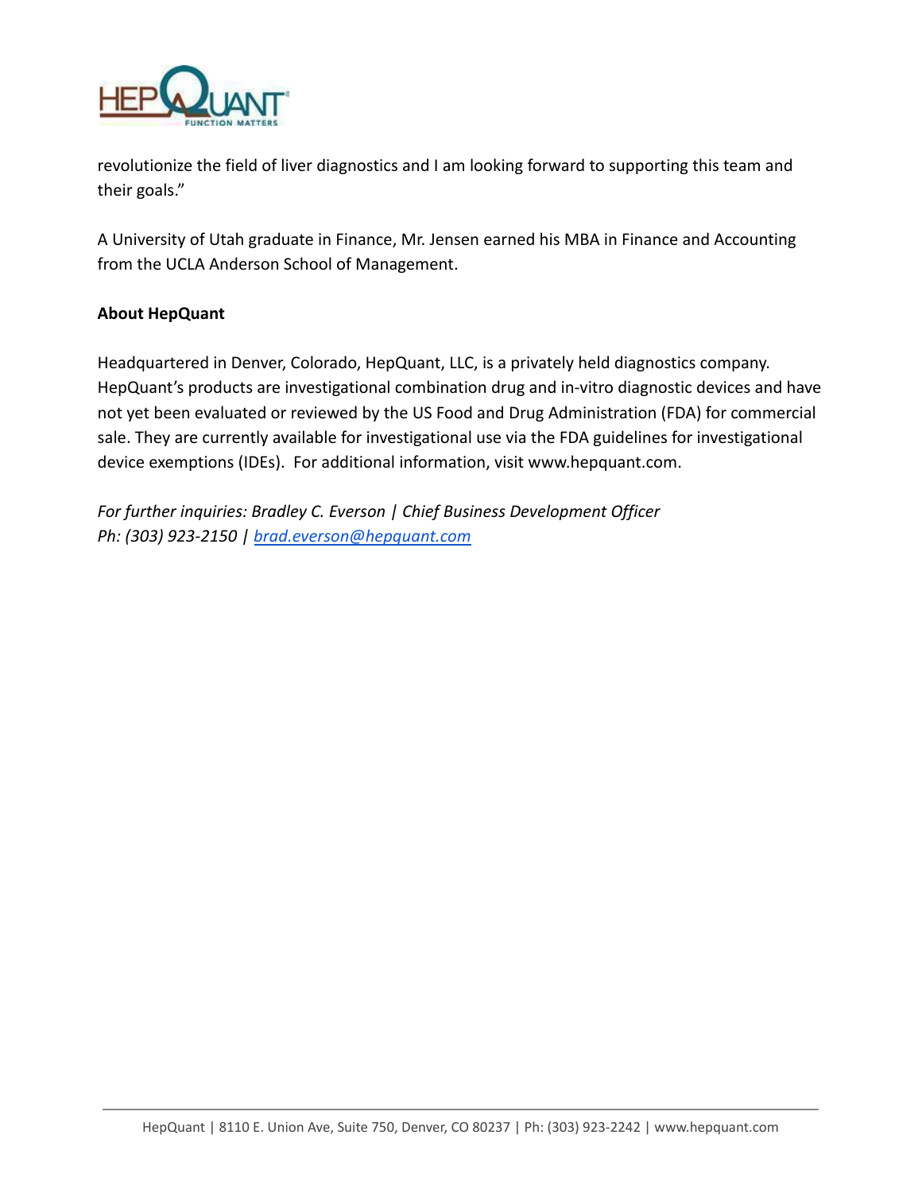revolutionize the field of liver diagnostics and I am looking forward to supporting this team and their goals."

A University of Utah graduate in Finance, Mr. Jensen earned his MBA in Finance and Accounting from the UCLA Anderson School of Management.

**About HepQuant**

Headquartered in Denver, Colorado, HepQuant, LLC, is a privately held diagnostics company. HepQuant's products are investigational combination drug and in-vitro diagnostic devices and have not yet been evaluated or reviewed by the US Food and Drug Administration (FDA) for commercial sale. They are currently available for investigational use via the FDA guidelines for investigational device exemptions (IDEs). For additional information, visit www.hepquant.com.

*For further inquiries: Bradley C. Everson | Chief Business Development Officer*
*Ph: (303) 923-2150 | brad.everson@hepquant.com*